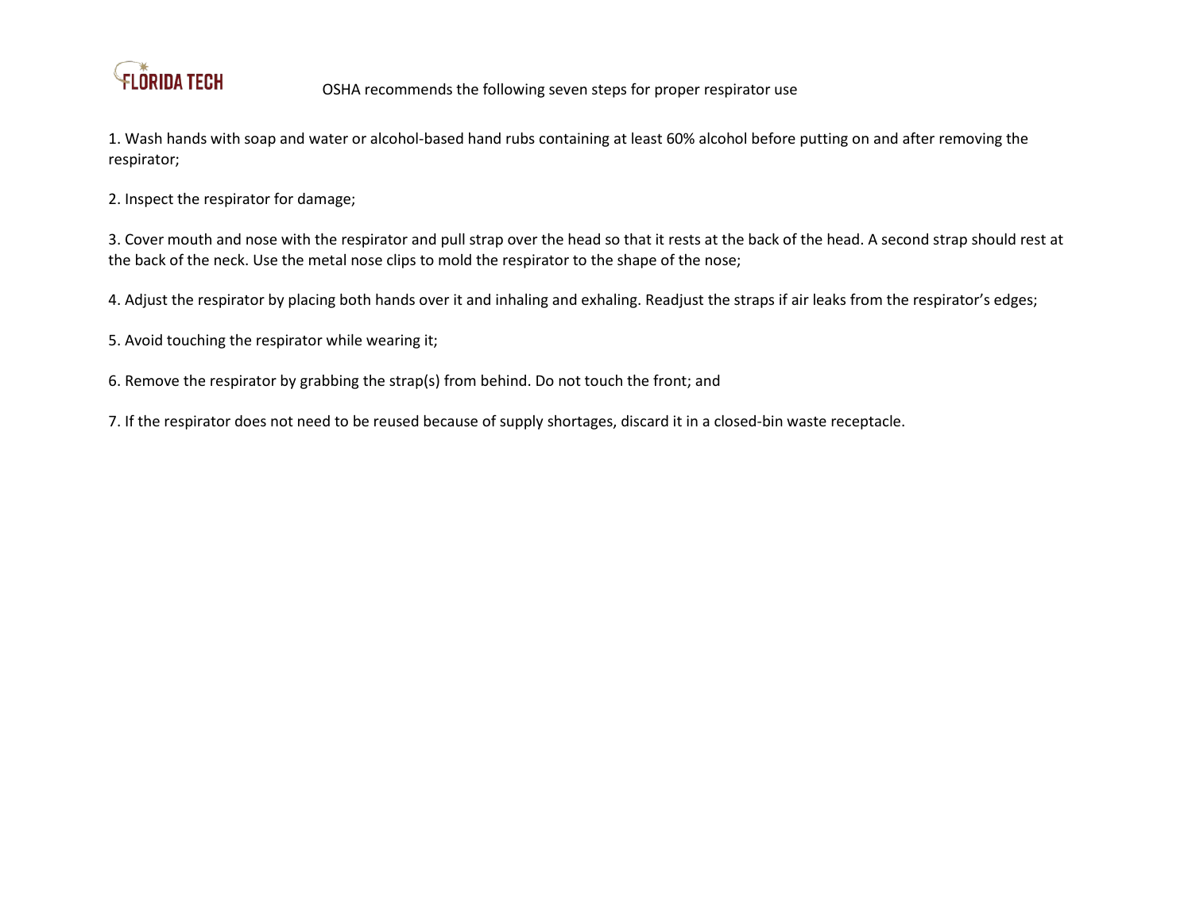FLORIDA TECH

OSHA recommends the following seven steps for proper respirator use

1. Wash hands with soap and water or alcohol-based hand rubs containing at least 60% alcohol before putting on and after removing the respirator;

2. Inspect the respirator for damage;

3. Cover mouth and nose with the respirator and pull strap over the head so that it rests at the back of the head. A second strap should rest at the back of the neck. Use the metal nose clips to mold the respirator to the shape of the nose;

4. Adjust the respirator by placing both hands over it and inhaling and exhaling. Readjust the straps if air leaks from the respirator's edges;

5. Avoid touching the respirator while wearing it;

6. Remove the respirator by grabbing the strap(s) from behind. Do not touch the front; and

7. If the respirator does not need to be reused because of supply shortages, discard it in a closed-bin waste receptacle.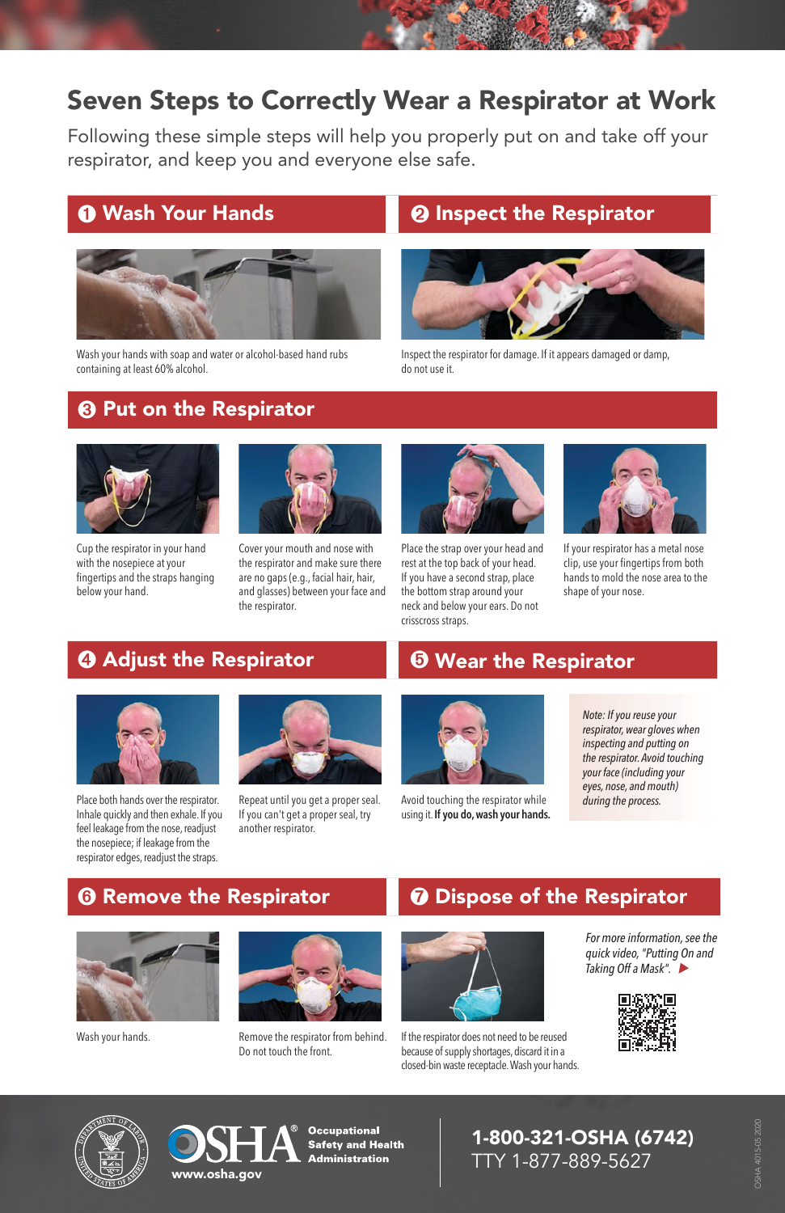# Seven Steps to Correctly Wear a Respirator at Work

Following these simple steps will help you properly put on and take off your respirator, and keep you and everyone else safe.

## 1 Wash Your Hands

Wash your hands with soap and water or alcohol-based hand rubs containing at least 60% alcohol.

## 2 Inspect the Respirator

Inspect the respirator for damage. If it appears damaged or damp, do not use it.

## 3 Put on the Respirator

Cup the respirator in your hand with the nosepiece at your fingertips and the straps hanging below your hand.

Cover your mouth and nose with the respirator and make sure there are no gaps (e.g., facial hair, hair, and glasses) between your face and the respirator.

Place the strap over your head and rest at the top back of your head. If you have a second strap, place the bottom strap around your neck and below your ears. Do not crisscross straps.

If your respirator has a metal nose clip, use your fingertips from both hands to mold the nose area to the shape of your nose.

## 4 Adjust the Respirator

Place both hands over the respirator. Inhale quickly and then exhale. If you feel leakage from the nose, readjust the nosepiece; if leakage from the respirator edges, readjust the straps.

Repeat until you get a proper seal. If you can't get a proper seal, try another respirator.

## 5 Wear the Respirator

Avoid touching the respirator while using it. **If you do, wash your hands.**

*Note: If you reuse your respirator, wear gloves when inspecting and putting on the respirator. Avoid touching your face (including your eyes, nose, and mouth) during the process.*

## 6 Remove the Respirator

Wash your hands.

Remove the respirator from behind. Do not touch the front.

## 7 Dispose of the Respirator

If the respirator does not need to be reused because of supply shortages, discard it in a closed-bin waste receptacle. Wash your hands.

*For more information, see the quick video, "Putting On and Taking Off a Mask".*

OSHA® Occupational Safety and Health Administration

www.osha.gov

**1-800-321-OSHA (6742)**

TTY 1-877-889-5627

OSHA 4015-05 2020